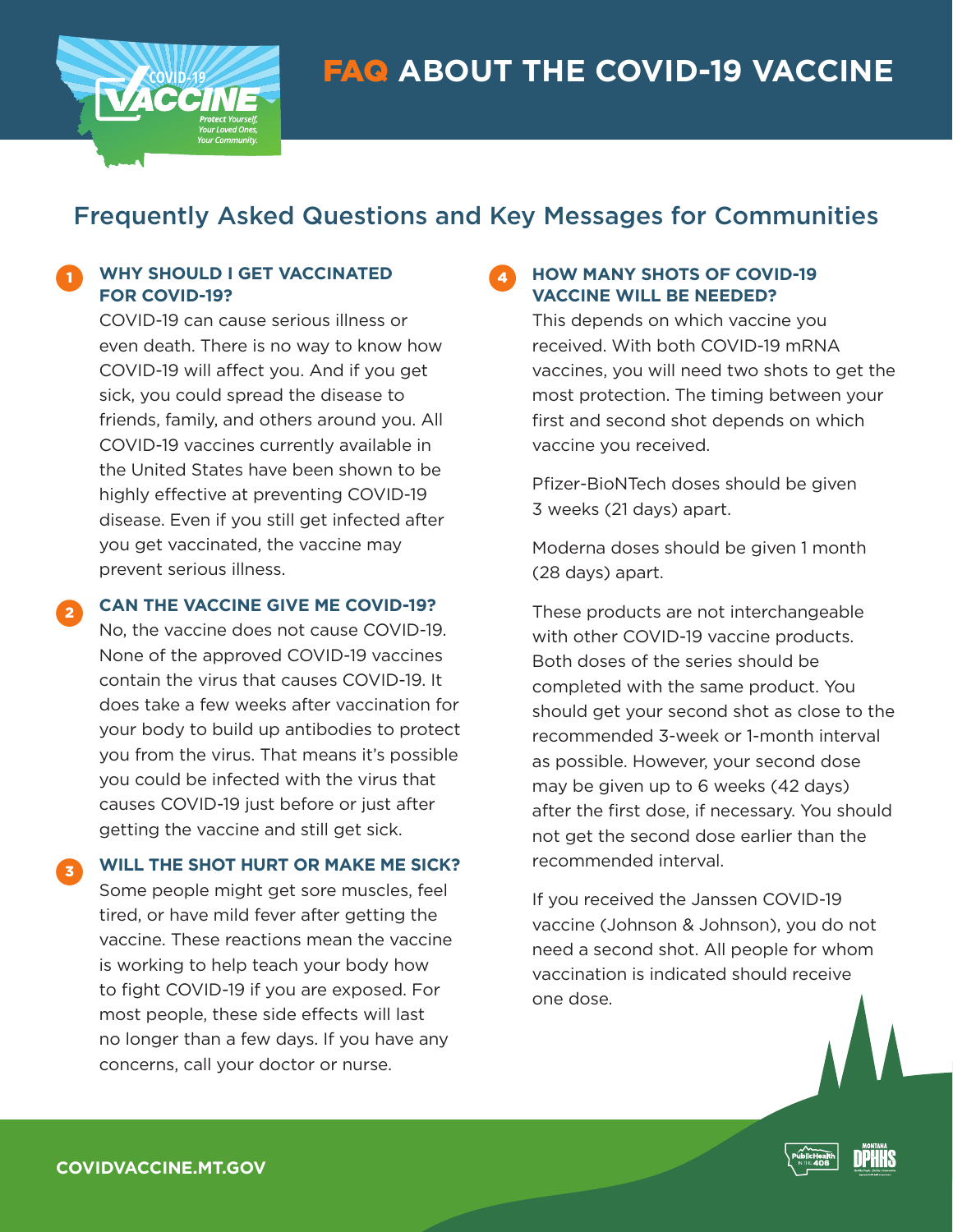# FAQ ABOUT THE COVID-19 VACCINE

## Frequently Asked Questions and Key Messages for Communities

### 1 WHY SHOULD I GET VACCINATED FOR COVID-19?

COVID-19 can cause serious illness or even death. There is no way to know how COVID-19 will affect you. And if you get sick, you could spread the disease to friends, family, and others around you. All COVID-19 vaccines currently available in the United States have been shown to be highly effective at preventing COVID-19 disease. Even if you still get infected after you get vaccinated, the vaccine may prevent serious illness.

### 2 CAN THE VACCINE GIVE ME COVID-19?

No, the vaccine does not cause COVID-19. None of the approved COVID-19 vaccines contain the virus that causes COVID-19. It does take a few weeks after vaccination for your body to build up antibodies to protect you from the virus. That means it's possible you could be infected with the virus that causes COVID-19 just before or just after getting the vaccine and still get sick.

### 3 WILL THE SHOT HURT OR MAKE ME SICK?

Some people might get sore muscles, feel tired, or have mild fever after getting the vaccine. These reactions mean the vaccine is working to help teach your body how to fight COVID-19 if you are exposed. For most people, these side effects will last no longer than a few days. If you have any concerns, call your doctor or nurse.

### 4 HOW MANY SHOTS OF COVID-19 VACCINE WILL BE NEEDED?

This depends on which vaccine you received. With both COVID-19 mRNA vaccines, you will need two shots to get the most protection. The timing between your first and second shot depends on which vaccine you received.

Pfizer-BioNTech doses should be given 3 weeks (21 days) apart.

Moderna doses should be given 1 month (28 days) apart.

These products are not interchangeable with other COVID-19 vaccine products. Both doses of the series should be completed with the same product. You should get your second shot as close to the recommended 3-week or 1-month interval as possible. However, your second dose may be given up to 6 weeks (42 days) after the first dose, if necessary. You should not get the second dose earlier than the recommended interval.

If you received the Janssen COVID-19 vaccine (Johnson & Johnson), you do not need a second shot. All people for whom vaccination is indicated should receive one dose.

COVIDVACCINE.MT.GOV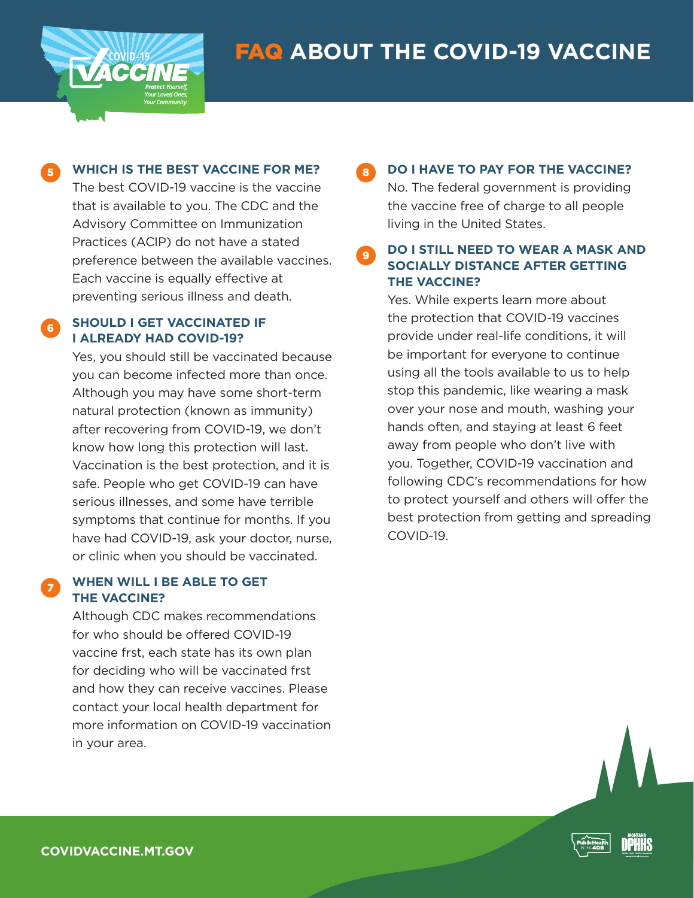# FAQ ABOUT THE COVID-19 VACCINE

## 5 WHICH IS THE BEST VACCINE FOR ME?

The best COVID-19 vaccine is the vaccine that is available to you. The CDC and the Advisory Committee on Immunization Practices (ACIP) do not have a stated preference between the available vaccines. Each vaccine is equally effective at preventing serious illness and death.

## 6 SHOULD I GET VACCINATED IF I ALREADY HAD COVID-19?

Yes, you should still be vaccinated because you can become infected more than once. Although you may have some short-term natural protection (known as immunity) after recovering from COVID-19, we don't know how long this protection will last. Vaccination is the best protection, and it is safe. People who get COVID-19 can have serious illnesses, and some have terrible symptoms that continue for months. If you have had COVID-19, ask your doctor, nurse, or clinic when you should be vaccinated.

## 7 WHEN WILL I BE ABLE TO GET THE VACCINE?

Although CDC makes recommendations for who should be offered COVID-19 vaccine frst, each state has its own plan for deciding who will be vaccinated frst and how they can receive vaccines. Please contact your local health department for more information on COVID-19 vaccination in your area.

## 8 DO I HAVE TO PAY FOR THE VACCINE?

No. The federal government is providing the vaccine free of charge to all people living in the United States.

## 9 DO I STILL NEED TO WEAR A MASK AND SOCIALLY DISTANCE AFTER GETTING THE VACCINE?

Yes. While experts learn more about the protection that COVID-19 vaccines provide under real-life conditions, it will be important for everyone to continue using all the tools available to us to help stop this pandemic, like wearing a mask over your nose and mouth, washing your hands often, and staying at least 6 feet away from people who don't live with you. Together, COVID-19 vaccination and following CDC's recommendations for how to protect yourself and others will offer the best protection from getting and spreading COVID-19.

COVIDVACCINE.MT.GOV